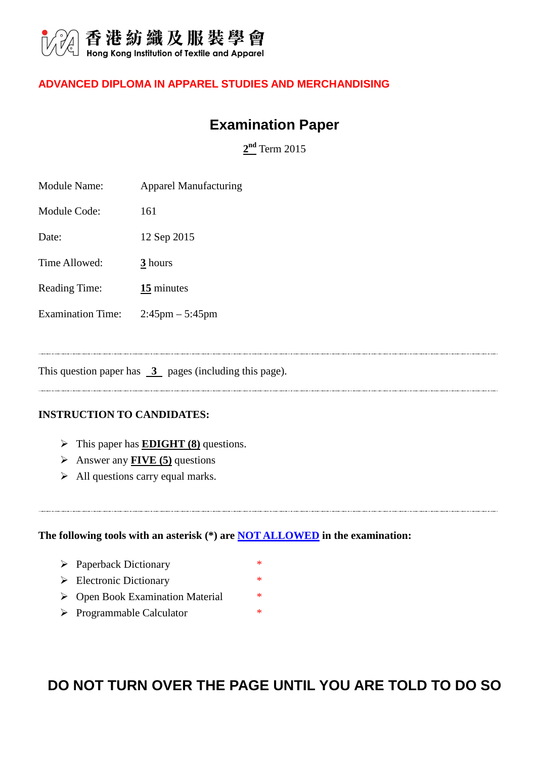香港紡織及服裝學會
Hong Kong Institution of Textile and Apparel

**ADVANCED DIPLOMA IN APPAREL STUDIES AND MERCHANDISING**

# Examination Paper

2nd Term 2015

| | |
|---|---|
| Module Name: | Apparel Manufacturing |
| Module Code: | 161 |
| Date: | 12 Sep 2015 |
| Time Allowed: | 3 hours |
| Reading Time: | 15 minutes |
| Examination Time: | 2:45pm – 5:45pm |

---

This question paper has 3 pages (including this page).

---

**INSTRUCTION TO CANDIDATES:**

- This paper has **EDIGHT (8)** questions.
- Answer any **FIVE (5)** questions
- All questions carry equal marks.

---

**The following tools with an asterisk (*) are NOT ALLOWED in the examination:**

- Paperback Dictionary *
- Electronic Dictionary *
- Open Book Examination Material *
- Programmable Calculator *

**DO NOT TURN OVER THE PAGE UNTIL YOU ARE TOLD TO DO SO**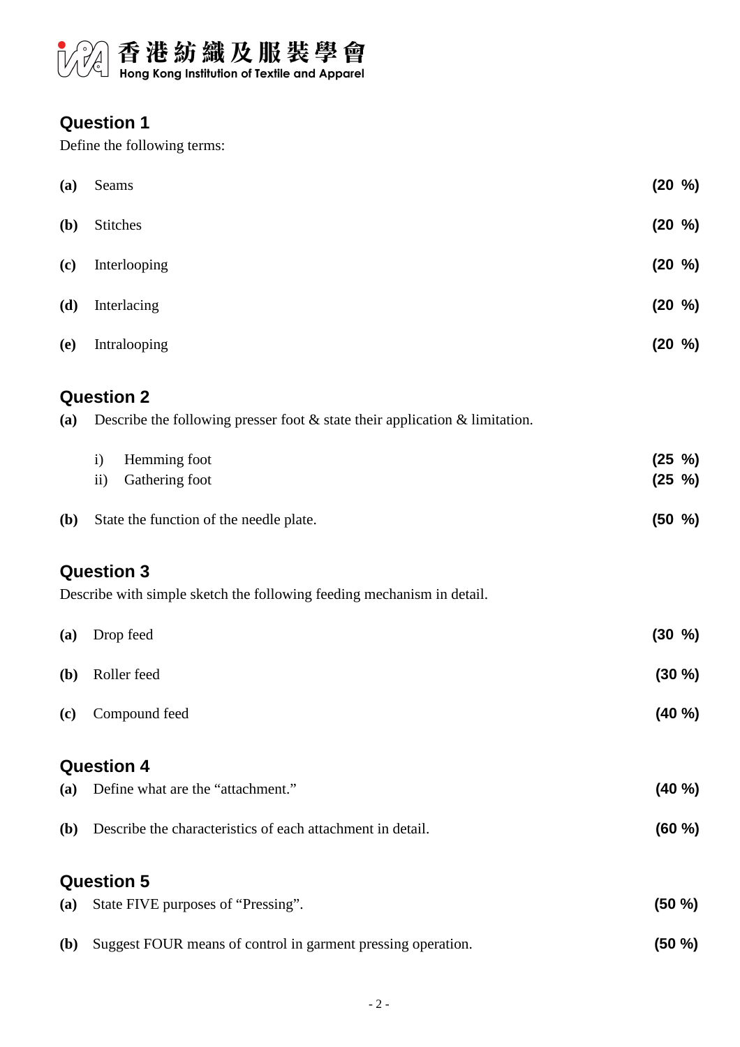香港紡織及服裝學會
Hong Kong Institution of Textile and Apparel

## Question 1

Define the following terms:

**(a)** Seams **(20 %)**

**(b)** Stitches **(20 %)**

**(c)** Interlooping **(20 %)**

**(d)** Interlacing **(20 %)**

**(e)** Intralooping **(20 %)**

## Question 2

**(a)** Describe the following presser foot & state their application & limitation.

i) Hemming foot **(25 %)**
ii) Gathering foot **(25 %)**

**(b)** State the function of the needle plate. **(50 %)**

## Question 3

Describe with simple sketch the following feeding mechanism in detail.

**(a)** Drop feed **(30 %)**

**(b)** Roller feed **(30 %)**

**(c)** Compound feed **(40 %)**

## Question 4

**(a)** Define what are the "attachment." **(40 %)**

**(b)** Describe the characteristics of each attachment in detail. **(60 %)**

## Question 5

**(a)** State FIVE purposes of "Pressing". **(50 %)**

**(b)** Suggest FOUR means of control in garment pressing operation. **(50 %)**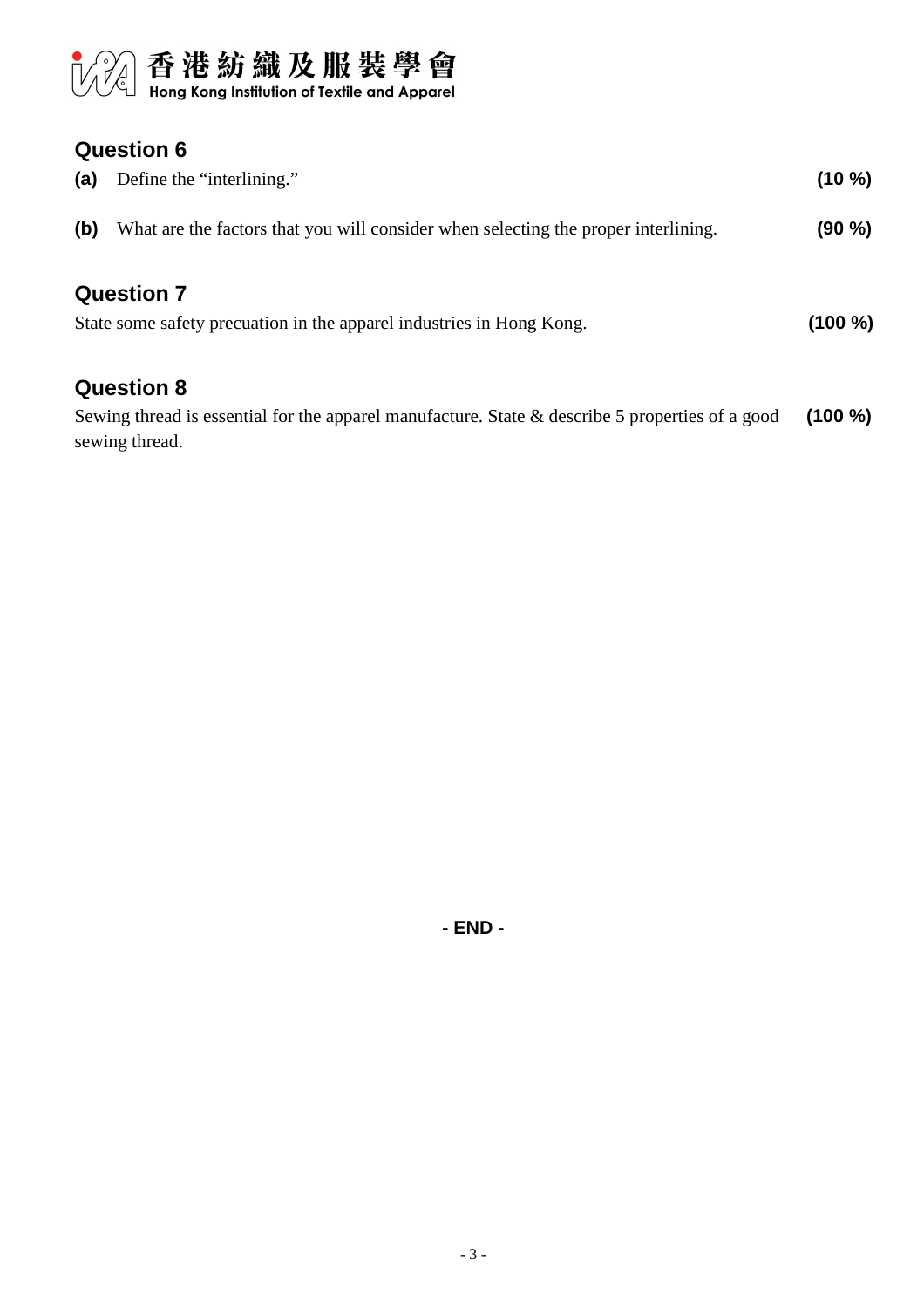## Question 6

**(a)** Define the "interlining." **(10 %)**

**(b)** What are the factors that you will consider when selecting the proper interlining. **(90 %)**

## Question 7

State some safety precuation in the apparel industries in Hong Kong. **(100 %)**

## Question 8

Sewing thread is essential for the apparel manufacture. State & describe 5 properties of a good sewing thread. **(100 %)**

**- END -**